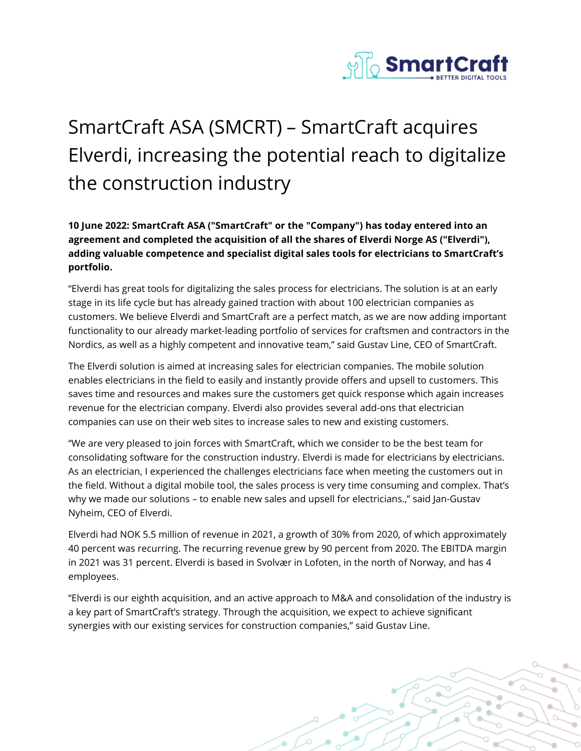# SmartCraft ASA (SMCRT) – SmartCraft acquires Elverdi, increasing the potential reach to digitalize the construction industry

**10 June 2022: SmartCraft ASA ("SmartCraft" or the "Company") has today entered into an agreement and completed the acquisition of all the shares of Elverdi Norge AS ("Elverdi"), adding valuable competence and specialist digital sales tools for electricians to SmartCraft's portfolio.**

"Elverdi has great tools for digitalizing the sales process for electricians. The solution is at an early stage in its life cycle but has already gained traction with about 100 electrician companies as customers. We believe Elverdi and SmartCraft are a perfect match, as we are now adding important functionality to our already market-leading portfolio of services for craftsmen and contractors in the Nordics, as well as a highly competent and innovative team," said Gustav Line, CEO of SmartCraft.

The Elverdi solution is aimed at increasing sales for electrician companies. The mobile solution enables electricians in the field to easily and instantly provide offers and upsell to customers. This saves time and resources and makes sure the customers get quick response which again increases revenue for the electrician company. Elverdi also provides several add-ons that electrician companies can use on their web sites to increase sales to new and existing customers.

"We are very pleased to join forces with SmartCraft, which we consider to be the best team for consolidating software for the construction industry. Elverdi is made for electricians by electricians. As an electrician, I experienced the challenges electricians face when meeting the customers out in the field. Without a digital mobile tool, the sales process is very time consuming and complex. That's why we made our solutions – to enable new sales and upsell for electricians.," said Jan-Gustav Nyheim, CEO of Elverdi.

Elverdi had NOK 5.5 million of revenue in 2021, a growth of 30% from 2020, of which approximately 40 percent was recurring. The recurring revenue grew by 90 percent from 2020. The EBITDA margin in 2021 was 31 percent. Elverdi is based in Svolvær in Lofoten, in the north of Norway, and has 4 employees.

"Elverdi is our eighth acquisition, and an active approach to M&A and consolidation of the industry is a key part of SmartCraft's strategy. Through the acquisition, we expect to achieve significant synergies with our existing services for construction companies," said Gustav Line.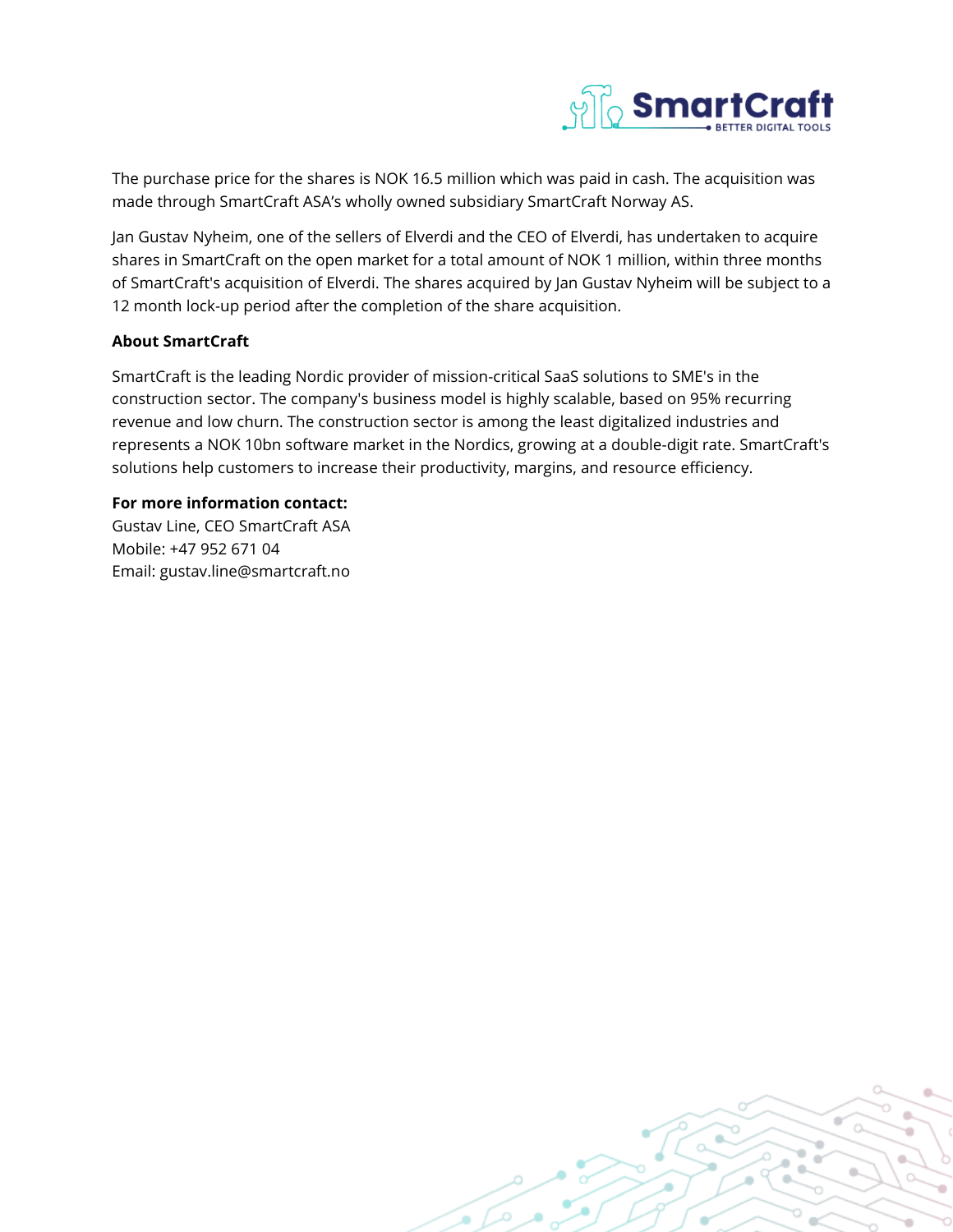The purchase price for the shares is NOK 16.5 million which was paid in cash. The acquisition was made through SmartCraft ASA's wholly owned subsidiary SmartCraft Norway AS.

Jan Gustav Nyheim, one of the sellers of Elverdi and the CEO of Elverdi, has undertaken to acquire shares in SmartCraft on the open market for a total amount of NOK 1 million, within three months of SmartCraft's acquisition of Elverdi. The shares acquired by Jan Gustav Nyheim will be subject to a 12 month lock-up period after the completion of the share acquisition.

**About SmartCraft**

SmartCraft is the leading Nordic provider of mission-critical SaaS solutions to SME's in the construction sector. The company's business model is highly scalable, based on 95% recurring revenue and low churn. The construction sector is among the least digitalized industries and represents a NOK 10bn software market in the Nordics, growing at a double-digit rate. SmartCraft's solutions help customers to increase their productivity, margins, and resource efficiency.

**For more information contact:**
Gustav Line, CEO SmartCraft ASA
Mobile: +47 952 671 04
Email: gustav.line@smartcraft.no